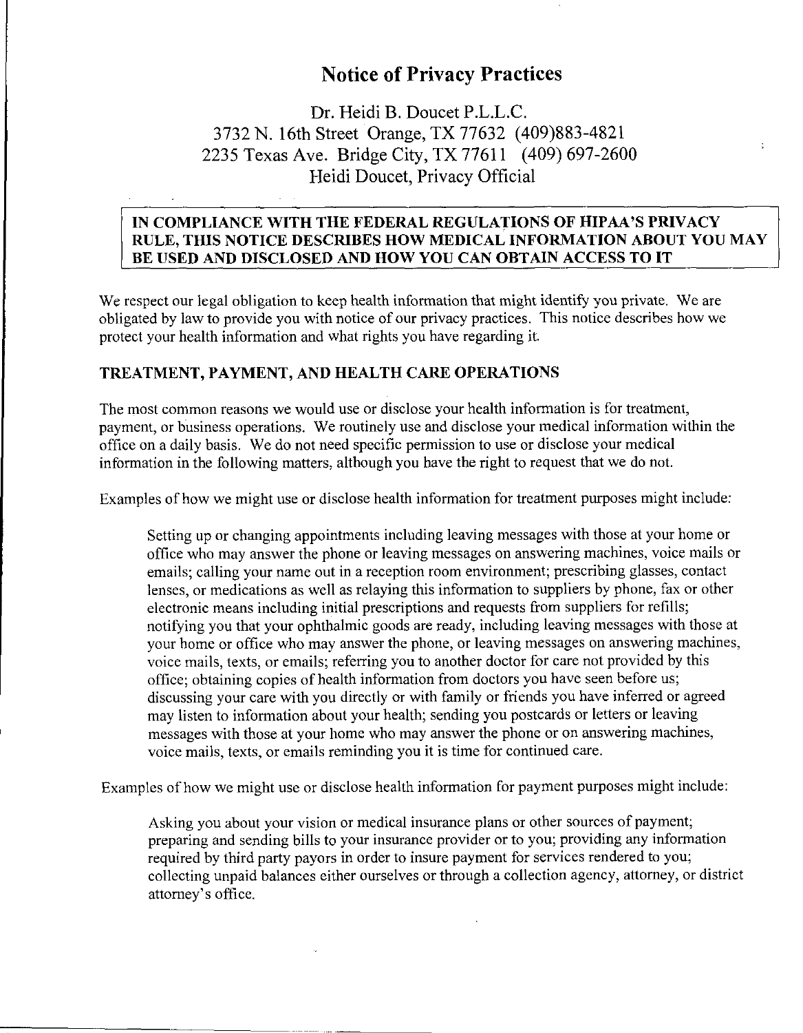# Notice of Privacy Practices

Dr. Heidi B. Doucet P.L.L.C.
3732 N. 16th Street Orange, TX 77632 (409)883-4821
2235 Texas Ave. Bridge City, TX 77611 (409) 697-2600
Heidi Doucet, Privacy Official

**IN COMPLIANCE WITH THE FEDERAL REGULATIONS OF HIPAA'S PRIVACY RULE, THIS NOTICE DESCRIBES HOW MEDICAL INFORMATION ABOUT YOU MAY BE USED AND DISCLOSED AND HOW YOU CAN OBTAIN ACCESS TO IT**

We respect our legal obligation to keep health information that might identify you private. We are obligated by law to provide you with notice of our privacy practices. This notice describes how we protect your health information and what rights you have regarding it.

## TREATMENT, PAYMENT, AND HEALTH CARE OPERATIONS

The most common reasons we would use or disclose your health information is for treatment, payment, or business operations. We routinely use and disclose your medical information within the office on a daily basis. We do not need specific permission to use or disclose your medical information in the following matters, although you have the right to request that we do not.

Examples of how we might use or disclose health information for treatment purposes might include:

> Setting up or changing appointments including leaving messages with those at your home or office who may answer the phone or leaving messages on answering machines, voice mails or emails; calling your name out in a reception room environment; prescribing glasses, contact lenses, or medications as well as relaying this information to suppliers by phone, fax or other electronic means including initial prescriptions and requests from suppliers for refills; notifying you that your ophthalmic goods are ready, including leaving messages with those at your home or office who may answer the phone, or leaving messages on answering machines, voice mails, texts, or emails; referring you to another doctor for care not provided by this office; obtaining copies of health information from doctors you have seen before us; discussing your care with you directly or with family or friends you have inferred or agreed may listen to information about your health; sending you postcards or letters or leaving messages with those at your home who may answer the phone or on answering machines, voice mails, texts, or emails reminding you it is time for continued care.

Examples of how we might use or disclose health information for payment purposes might include:

> Asking you about your vision or medical insurance plans or other sources of payment; preparing and sending bills to your insurance provider or to you; providing any information required by third party payors in order to insure payment for services rendered to you; collecting unpaid balances either ourselves or through a collection agency, attorney, or district attorney's office.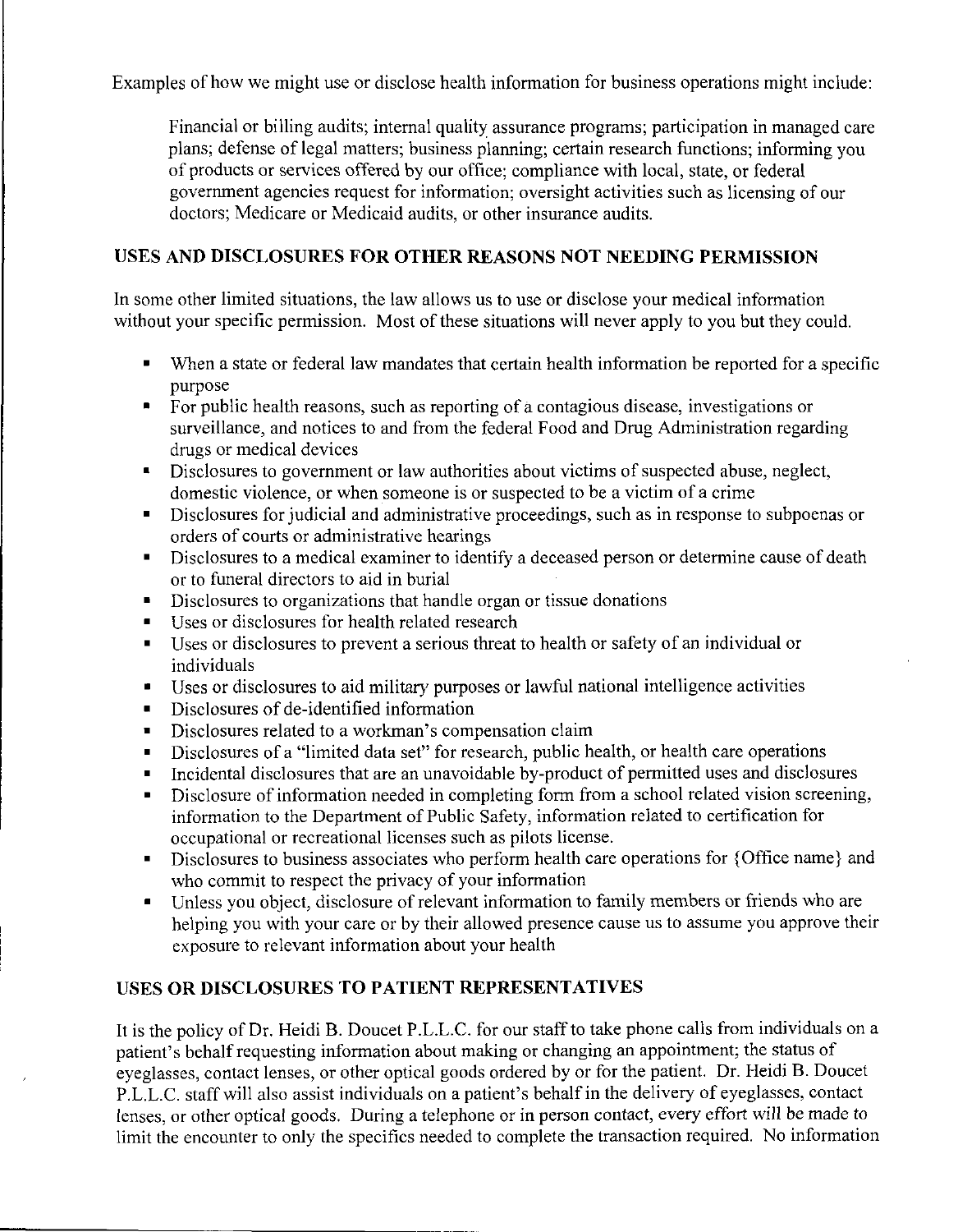Examples of how we might use or disclose health information for business operations might include:

> Financial or billing audits; internal quality assurance programs; participation in managed care plans; defense of legal matters; business planning; certain research functions; informing you of products or services offered by our office; compliance with local, state, or federal government agencies request for information; oversight activities such as licensing of our doctors; Medicare or Medicaid audits, or other insurance audits.

## USES AND DISCLOSURES FOR OTHER REASONS NOT NEEDING PERMISSION

In some other limited situations, the law allows us to use or disclose your medical information without your specific permission. Most of these situations will never apply to you but they could.

- When a state or federal law mandates that certain health information be reported for a specific purpose
- For public health reasons, such as reporting of a contagious disease, investigations or surveillance, and notices to and from the federal Food and Drug Administration regarding drugs or medical devices
- Disclosures to government or law authorities about victims of suspected abuse, neglect, domestic violence, or when someone is or suspected to be a victim of a crime
- Disclosures for judicial and administrative proceedings, such as in response to subpoenas or orders of courts or administrative hearings
- Disclosures to a medical examiner to identify a deceased person or determine cause of death or to funeral directors to aid in burial
- Disclosures to organizations that handle organ or tissue donations
- Uses or disclosures for health related research
- Uses or disclosures to prevent a serious threat to health or safety of an individual or individuals
- Uses or disclosures to aid military purposes or lawful national intelligence activities
- Disclosures of de-identified information
- Disclosures related to a workman's compensation claim
- Disclosures of a "limited data set" for research, public health, or health care operations
- Incidental disclosures that are an unavoidable by-product of permitted uses and disclosures
- Disclosure of information needed in completing form from a school related vision screening, information to the Department of Public Safety, information related to certification for occupational or recreational licenses such as pilots license.
- Disclosures to business associates who perform health care operations for {Office name} and who commit to respect the privacy of your information
- Unless you object, disclosure of relevant information to family members or friends who are helping you with your care or by their allowed presence cause us to assume you approve their exposure to relevant information about your health

## USES OR DISCLOSURES TO PATIENT REPRESENTATIVES

It is the policy of Dr. Heidi B. Doucet P.L.L.C. for our staff to take phone calls from individuals on a patient's behalf requesting information about making or changing an appointment; the status of eyeglasses, contact lenses, or other optical goods ordered by or for the patient. Dr. Heidi B. Doucet P.L.L.C. staff will also assist individuals on a patient's behalf in the delivery of eyeglasses, contact lenses, or other optical goods. During a telephone or in person contact, every effort will be made to limit the encounter to only the specifics needed to complete the transaction required. No information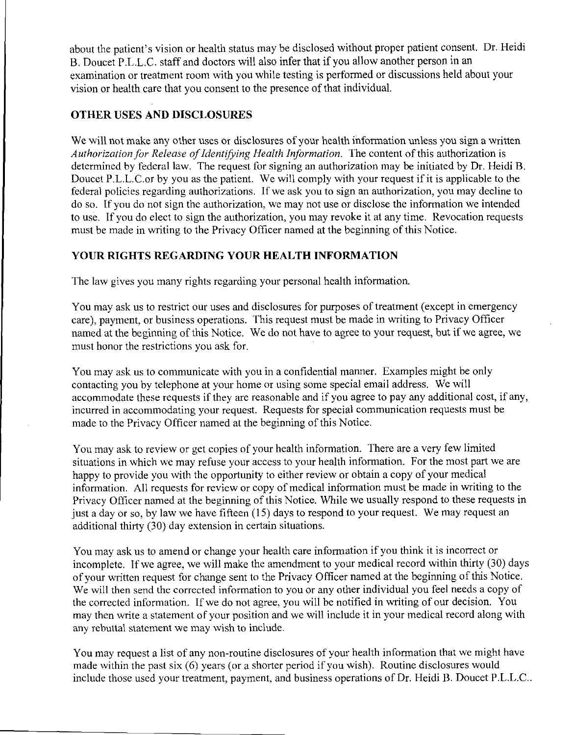about the patient's vision or health status may be disclosed without proper patient consent. Dr. Heidi B. Doucet P.L.L.C. staff and doctors will also infer that if you allow another person in an examination or treatment room with you while testing is performed or discussions held about your vision or health care that you consent to the presence of that individual.

## OTHER USES AND DISCLOSURES

We will not make any other uses or disclosures of your health information unless you sign a written *Authorization for Release of Identifying Health Information*. The content of this authorization is determined by federal law. The request for signing an authorization may be initiated by Dr. Heidi B. Doucet P.L.L.C.or by you as the patient. We will comply with your request if it is applicable to the federal policies regarding authorizations. If we ask you to sign an authorization, you may decline to do so. If you do not sign the authorization, we may not use or disclose the information we intended to use. If you do elect to sign the authorization, you may revoke it at any time. Revocation requests must be made in writing to the Privacy Officer named at the beginning of this Notice.

## YOUR RIGHTS REGARDING YOUR HEALTH INFORMATION

The law gives you many rights regarding your personal health information.

You may ask us to restrict our uses and disclosures for purposes of treatment (except in emergency care), payment, or business operations. This request must be made in writing to Privacy Officer named at the beginning of this Notice. We do not have to agree to your request, but if we agree, we must honor the restrictions you ask for.

You may ask us to communicate with you in a confidential manner. Examples might be only contacting you by telephone at your home or using some special email address. We will accommodate these requests if they are reasonable and if you agree to pay any additional cost, if any, incurred in accommodating your request. Requests for special communication requests must be made to the Privacy Officer named at the beginning of this Notice.

You may ask to review or get copies of your health information. There are a very few limited situations in which we may refuse your access to your health information. For the most part we are happy to provide you with the opportunity to either review or obtain a copy of your medical information. All requests for review or copy of medical information must be made in writing to the Privacy Officer named at the beginning of this Notice. While we usually respond to these requests in just a day or so, by law we have fifteen (15) days to respond to your request. We may request an additional thirty (30) day extension in certain situations.

You may ask us to amend or change your health care information if you think it is incorrect or incomplete. If we agree, we will make the amendment to your medical record within thirty (30) days of your written request for change sent to the Privacy Officer named at the beginning of this Notice. We will then send the corrected information to you or any other individual you feel needs a copy of the corrected information. If we do not agree, you will be notified in writing of our decision. You may then write a statement of your position and we will include it in your medical record along with any rebuttal statement we may wish to include.

You may request a list of any non-routine disclosures of your health information that we might have made within the past six (6) years (or a shorter period if you wish). Routine disclosures would include those used your treatment, payment, and business operations of Dr. Heidi B. Doucet P.L.L.C..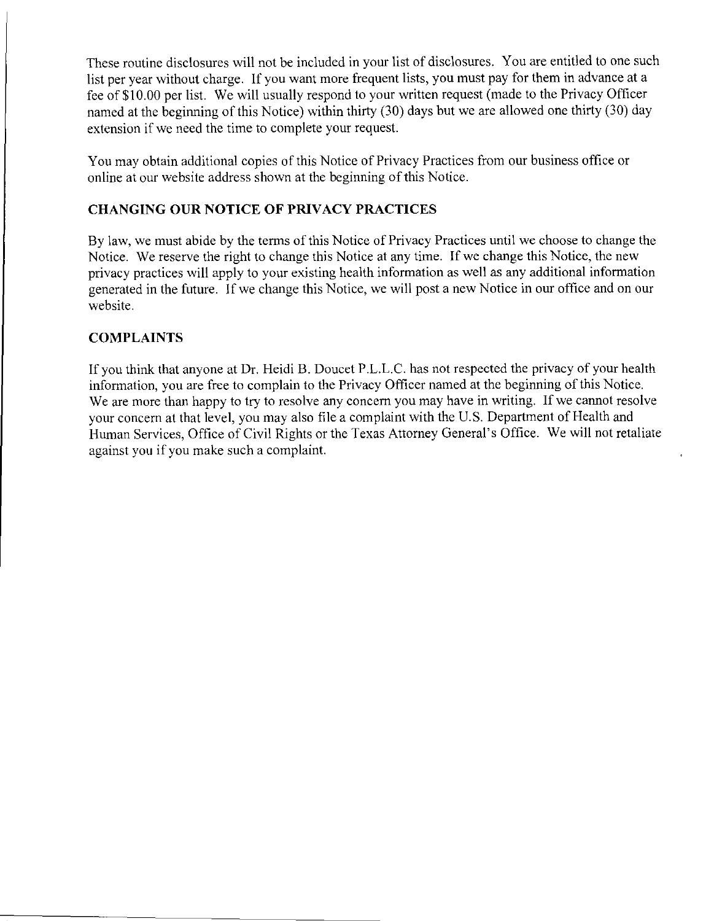These routine disclosures will not be included in your list of disclosures. You are entitled to one such list per year without charge. If you want more frequent lists, you must pay for them in advance at a fee of $10.00 per list. We will usually respond to your written request (made to the Privacy Officer named at the beginning of this Notice) within thirty (30) days but we are allowed one thirty (30) day extension if we need the time to complete your request.

You may obtain additional copies of this Notice of Privacy Practices from our business office or online at our website address shown at the beginning of this Notice.

## CHANGING OUR NOTICE OF PRIVACY PRACTICES

By law, we must abide by the terms of this Notice of Privacy Practices until we choose to change the Notice. We reserve the right to change this Notice at any time. If we change this Notice, the new privacy practices will apply to your existing health information as well as any additional information generated in the future. If we change this Notice, we will post a new Notice in our office and on our website.

## COMPLAINTS

If you think that anyone at Dr. Heidi B. Doucet P.L.L.C. has not respected the privacy of your health information, you are free to complain to the Privacy Officer named at the beginning of this Notice. We are more than happy to try to resolve any concern you may have in writing. If we cannot resolve your concern at that level, you may also file a complaint with the U.S. Department of Health and Human Services, Office of Civil Rights or the Texas Attorney General's Office. We will not retaliate against you if you make such a complaint.